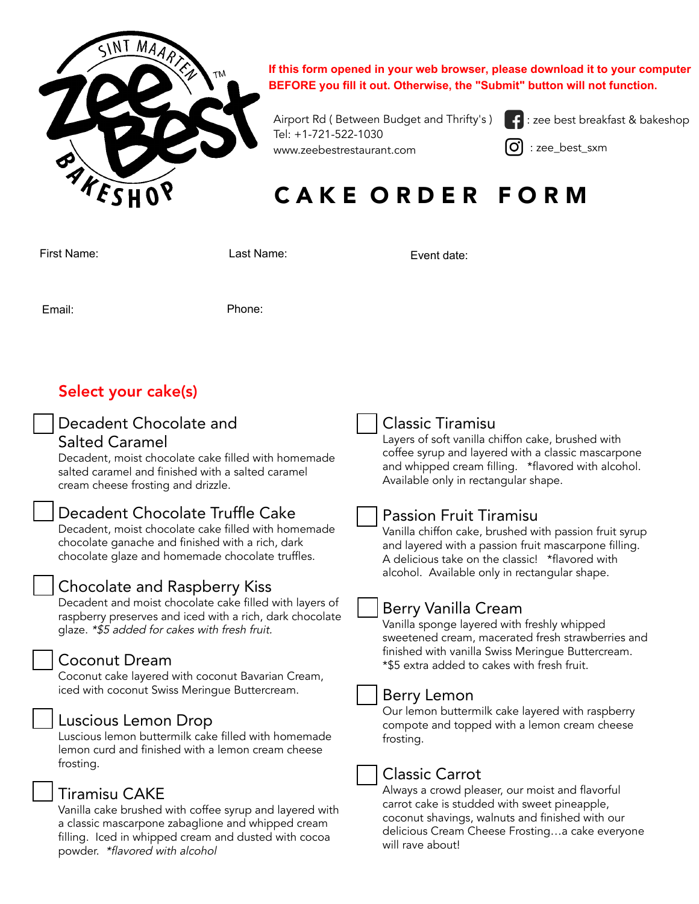If this form opened in your web browser, please download it to your computer BEFORE you fill it out. Otherwise, the "Submit" button will not function.

Airport Rd ( Between Budget and Thrifty's )
Tel: +1-721-522-1030
www.zeebestrestaurant.com

: zee best breakfast & bakeshop

: zee_best_sxm

# CAKE ORDER FORM

First Name:

Last Name:

Event date:

Email:

Phone:

## Select your cake(s)

☐ **Decadent Chocolate and Salted Caramel**
Decadent, moist chocolate cake filled with homemade salted caramel and finished with a salted caramel cream cheese frosting and drizzle.

☐ **Decadent Chocolate Truffle Cake**
Decadent, moist chocolate cake filled with homemade chocolate ganache and finished with a rich, dark chocolate glaze and homemade chocolate truffles.

☐ **Chocolate and Raspberry Kiss**
Decadent and moist chocolate cake filled with layers of raspberry preserves and iced with a rich, dark chocolate glaze. *\*$5 added for cakes with fresh fruit.*

☐ **Coconut Dream**
Coconut cake layered with coconut Bavarian Cream, iced with coconut Swiss Meringue Buttercream.

☐ **Luscious Lemon Drop**
Luscious lemon buttermilk cake filled with homemade lemon curd and finished with a lemon cream cheese frosting.

☐ **Tiramisu CAKE**
Vanilla cake brushed with coffee syrup and layered with a classic mascarpone zabaglione and whipped cream filling. Iced in whipped cream and dusted with cocoa powder. *\*flavored with alcohol*

☐ **Classic Tiramisu**
Layers of soft vanilla chiffon cake, brushed with coffee syrup and layered with a classic mascarpone and whipped cream filling. *flavored with alcohol. Available only in rectangular shape.

☐ **Passion Fruit Tiramisu**
Vanilla chiffon cake, brushed with passion fruit syrup and layered with a passion fruit mascarpone filling. A delicious take on the classic! *flavored with alcohol. Available only in rectangular shape.

☐ **Berry Vanilla Cream**
Vanilla sponge layered with freshly whipped sweetened cream, macerated fresh strawberries and finished with vanilla Swiss Meringue Buttercream. *$5 extra added to cakes with fresh fruit.

☐ **Berry Lemon**
Our lemon buttermilk cake layered with raspberry compote and topped with a lemon cream cheese frosting.

☐ **Classic Carrot**
Always a crowd pleaser, our moist and flavorful carrot cake is studded with sweet pineapple, coconut shavings, walnuts and finished with our delicious Cream Cheese Frosting…a cake everyone will rave about!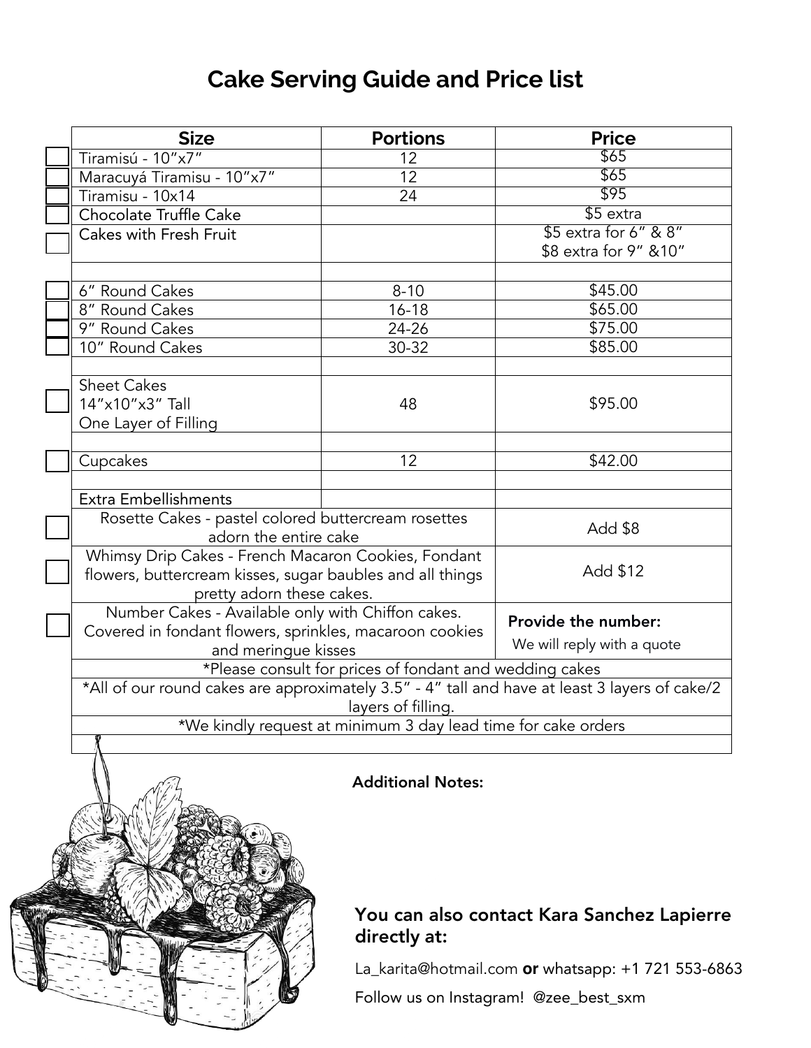# Cake Serving Guide and Price list

| Size | Portions | Price |
|---|---|---|
| Tiramisú - 10"x7" | 12 | $65 |
| Maracuyá Tiramisu - 10"x7" | 12 | $65 |
| Tiramisu - 10x14 | 24 | $95 |
| Chocolate Truffle Cake | | $5 extra |
| Cakes with Fresh Fruit | | $5 extra for 6" & 8"<br>$8 extra for 9" &10" |
| | | |
| 6" Round Cakes | 8-10 | $45.00 |
| 8" Round Cakes | 16-18 | $65.00 |
| 9" Round Cakes | 24-26 | $75.00 |
| 10" Round Cakes | 30-32 | $85.00 |
| | | |
| Sheet Cakes<br>14"x10"x3" Tall<br>One Layer of Filling | 48 | $95.00 |
| | | |
| Cupcakes | 12 | $42.00 |
| | | |
| Extra Embellishments | | |
| Rosette Cakes - pastel colored buttercream rosettes adorn the entire cake | | Add $8 |
| Whimsy Drip Cakes - French Macaron Cookies, Fondant flowers, buttercream kisses, sugar baubles and all things pretty adorn these cakes. | | Add $12 |
| Number Cakes - Available only with Chiffon cakes. Covered in fondant flowers, sprinkles, macaroon cookies and meringue kisses | | **Provide the number:**<br>We will reply with a quote |
| *Please consult for prices of fondant and wedding cakes | | |
| *All of our round cakes are approximately 3.5" - 4" tall and have at least 3 layers of cake/2 layers of filling. | | |
| *We kindly request at minimum 3 day lead time for cake orders | | |

**Additional Notes:**

## You can also contact Kara Sanchez Lapierre directly at:

La_karita@hotmail.com **or** whatsapp: +1 721 553-6863

Follow us on Instagram! @zee_best_sxm